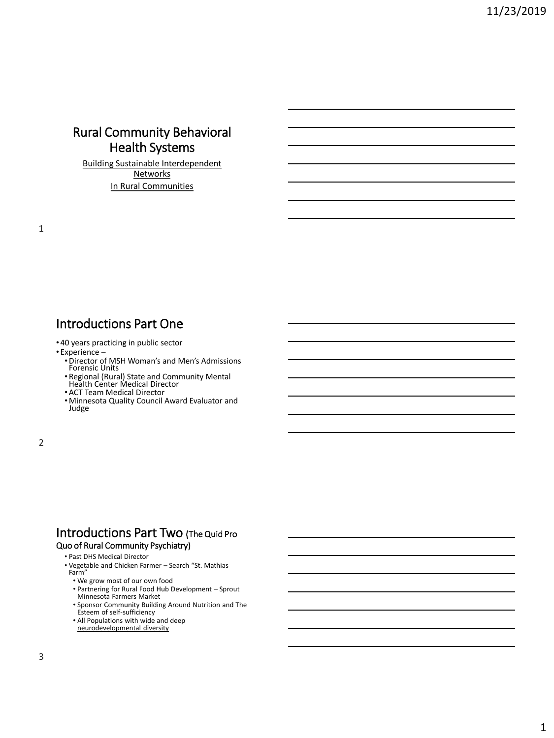# Rural Community Behavioral Health Systems

Building Sustainable Interdependent Networks

In Rural Communities

## Introductions Part One

- 40 years practicing in public sector
- Experience –
  - Director of MSH Woman's and Men's Admissions Forensic Units
  - Regional (Rural) State and Community Mental Health Center Medical Director
  - ACT Team Medical Director
  - Minnesota Quality Council Award Evaluator and Judge

## Introductions Part Two (The Quid Pro Quo of Rural Community Psychiatry)

- Past DHS Medical Director
- Vegetable and Chicken Farmer – Search "St. Mathias Farm"
  - We grow most of our own food
  - Partnering for Rural Food Hub Development – Sprout Minnesota Farmers Market
  - Sponsor Community Building Around Nutrition and The Esteem of self-sufficiency
  - All Populations with wide and deep neurodevelopmental diversity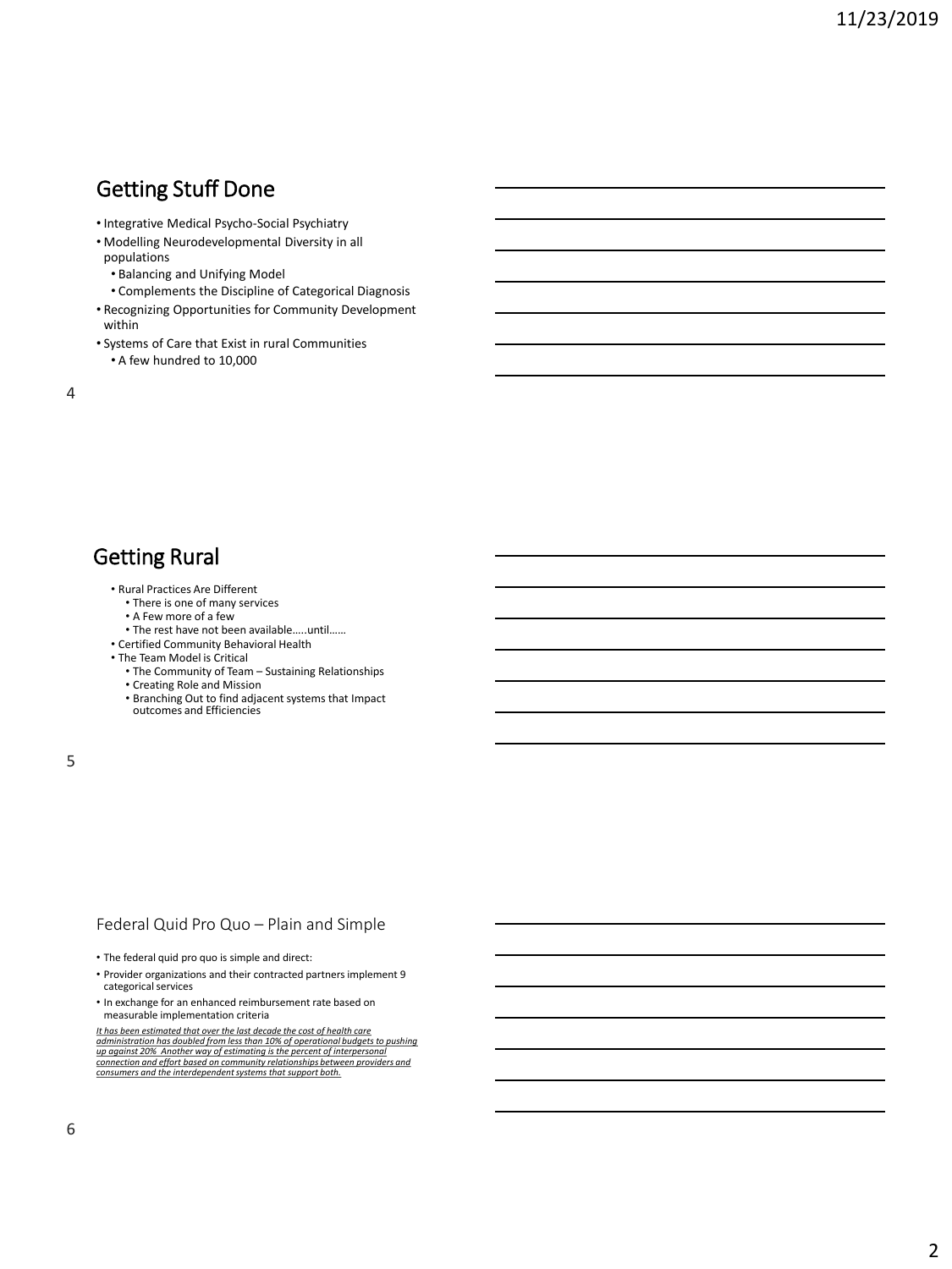## Getting Stuff Done

- Integrative Medical Psycho-Social Psychiatry
- Modelling Neurodevelopmental Diversity in all populations
  - Balancing and Unifying Model
  - Complements the Discipline of Categorical Diagnosis
- Recognizing Opportunities for Community Development within
- Systems of Care that Exist in rural Communities
  - A few hundred to 10,000

## Getting Rural

- Rural Practices Are Different
  - There is one of many services
  - A Few more of a few
  - The rest have not been available…..until……
- Certified Community Behavioral Health
- The Team Model is Critical
  - The Community of Team – Sustaining Relationships
  - Creating Role and Mission
  - Branching Out to find adjacent systems that Impact outcomes and Efficiencies

## Federal Quid Pro Quo – Plain and Simple

- The federal quid pro quo is simple and direct:
- Provider organizations and their contracted partners implement 9 categorical services
- In exchange for an enhanced reimbursement rate based on measurable implementation criteria

*It has been estimated that over the last decade the cost of health care administration has doubled from less than 10% of operational budgets to pushing up against 20% Another way of estimating is the percent of interpersonal connection and effort based on community relationships between providers and consumers and the interdependent systems that support both.*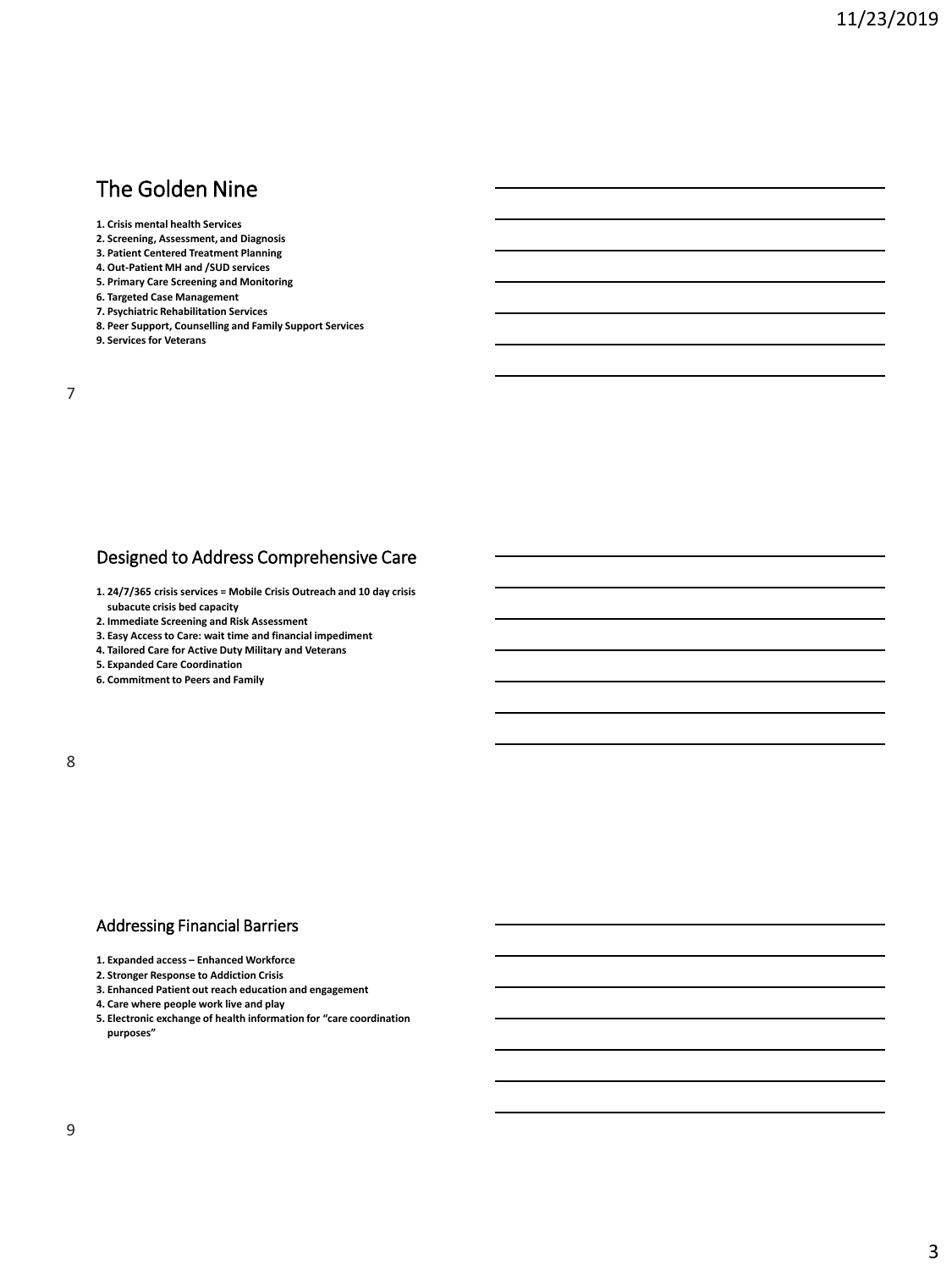## The Golden Nine

**1. Crisis mental health Services**
**2. Screening, Assessment, and Diagnosis**
**3. Patient Centered Treatment Planning**
**4. Out-Patient MH and /SUD services**
**5. Primary Care Screening and Monitoring**
**6. Targeted Case Management**
**7. Psychiatric Rehabilitation Services**
**8. Peer Support, Counselling and Family Support Services**
**9. Services for Veterans**

## Designed to Address Comprehensive Care

**1. 24/7/365 crisis services = Mobile Crisis Outreach and 10 day crisis subacute crisis bed capacity**
**2. Immediate Screening and Risk Assessment**
**3. Easy Access to Care: wait time and financial impediment**
**4. Tailored Care for Active Duty Military and Veterans**
**5. Expanded Care Coordination**
**6. Commitment to Peers and Family**

## Addressing Financial Barriers

**1. Expanded access – Enhanced Workforce**
**2. Stronger Response to Addiction Crisis**
**3. Enhanced Patient out reach education and engagement**
**4. Care where people work live and play**
**5. Electronic exchange of health information for "care coordination purposes"**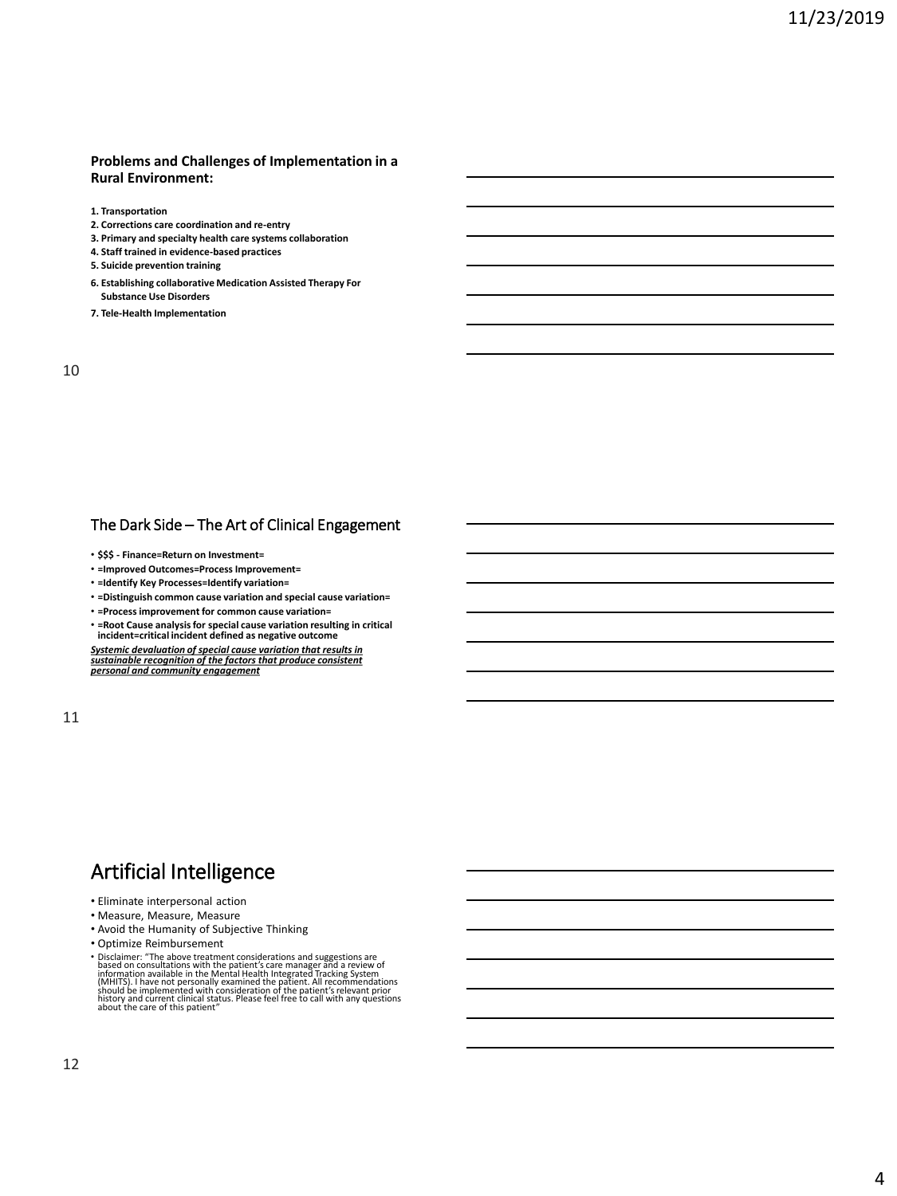**Problems and Challenges of Implementation in a Rural Environment:**

1. **Transportation**
2. **Corrections care coordination and re-entry**
3. **Primary and specialty health care systems collaboration**
4. **Staff trained in evidence-based practices**
5. **Suicide prevention training**
6. **Establishing collaborative Medication Assisted Therapy For Substance Use Disorders**
7. **Tele-Health Implementation**

## The Dark Side – The Art of Clinical Engagement

- **$$$ - Finance=Return on Investment=**
- **=Improved Outcomes=Process Improvement=**
- **=Identify Key Processes=Identify variation=**
- **=Distinguish common cause variation and special cause variation=**
- **=Process improvement for common cause variation=**
- **=Root Cause analysis for special cause variation resulting in critical incident=critical incident defined as negative outcome**

***Systemic devaluation of special cause variation that results in sustainable recognition of the factors that produce consistent personal and community engagement***

## Artificial Intelligence

- Eliminate interpersonal action
- Measure, Measure, Measure
- Avoid the Humanity of Subjective Thinking
- Optimize Reimbursement
- Disclaimer: "The above treatment considerations and suggestions are based on consultations with the patient's care manager and a review of information available in the Mental Health Integrated Tracking System (MHITS). I have not personally examined the patient. All recommendations should be implemented with consideration of the patient's relevant prior history and current clinical status. Please feel free to call with any questions about the care of this patient"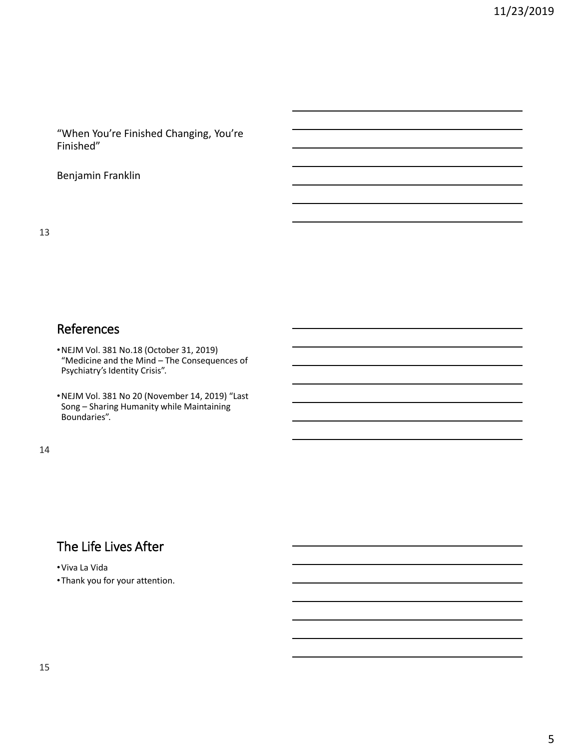"When You're Finished Changing, You're Finished"

Benjamin Franklin

## References

- NEJM Vol. 381 No.18 (October 31, 2019) "Medicine and the Mind – The Consequences of Psychiatry's Identity Crisis".
- NEJM Vol. 381 No 20 (November 14, 2019) "Last Song – Sharing Humanity while Maintaining Boundaries".

## The Life Lives After

- Viva La Vida
- Thank you for your attention.